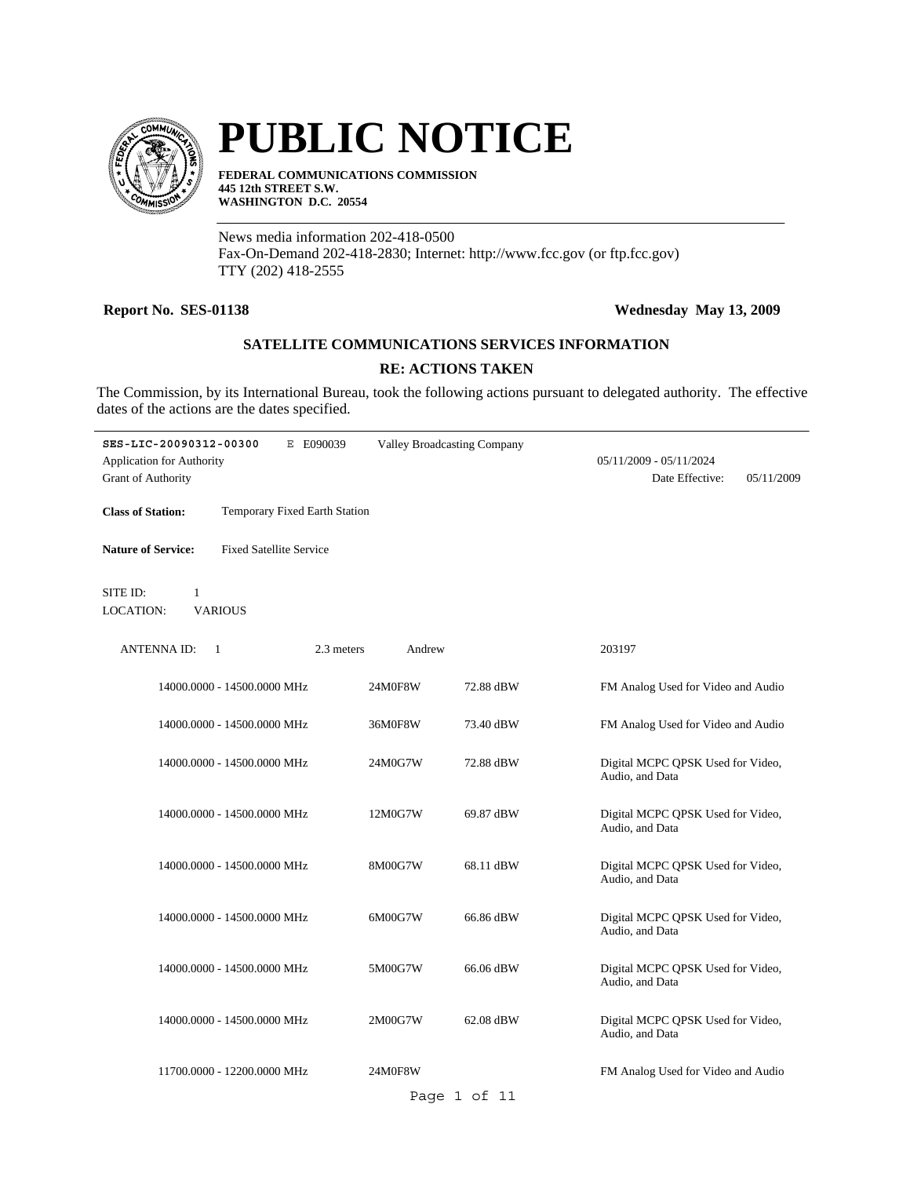# PUBLIC NOTICE

**FEDERAL COMMUNICATIONS COMMISSION**
**445 12th STREET S.W.**
**WASHINGTON D.C. 20554**

News media information 202-418-0500
Fax-On-Demand 202-418-2830; Internet: http://www.fcc.gov (or ftp.fcc.gov)
TTY (202) 418-2555

**Report No. SES-01138** **Wednesday May 13, 2009**

### SATELLITE COMMUNICATIONS SERVICES INFORMATION

### RE: ACTIONS TAKEN

The Commission, by its International Bureau, took the following actions pursuant to delegated authority. The effective dates of the actions are the dates specified.

---

**SES-LIC-20090312-00300** E E090039 Valley Broadcasting Company
Application for Authority 05/11/2009 - 05/11/2024
Grant of Authority Date Effective: 05/11/2009

**Class of Station:** Temporary Fixed Earth Station

**Nature of Service:** Fixed Satellite Service

SITE ID: 1
LOCATION: VARIOUS

ANTENNA ID: 1 2.3 meters Andrew 203197

| Frequency | Emission | EIRP | Description |
|---|---|---|---|
| 14000.0000 - 14500.0000 MHz | 24M0F8W | 72.88 dBW | FM Analog Used for Video and Audio |
| 14000.0000 - 14500.0000 MHz | 36M0F8W | 73.40 dBW | FM Analog Used for Video and Audio |
| 14000.0000 - 14500.0000 MHz | 24M0G7W | 72.88 dBW | Digital MCPC QPSK Used for Video, Audio, and Data |
| 14000.0000 - 14500.0000 MHz | 12M0G7W | 69.87 dBW | Digital MCPC QPSK Used for Video, Audio, and Data |
| 14000.0000 - 14500.0000 MHz | 8M00G7W | 68.11 dBW | Digital MCPC QPSK Used for Video, Audio, and Data |
| 14000.0000 - 14500.0000 MHz | 6M00G7W | 66.86 dBW | Digital MCPC QPSK Used for Video, Audio, and Data |
| 14000.0000 - 14500.0000 MHz | 5M00G7W | 66.06 dBW | Digital MCPC QPSK Used for Video, Audio, and Data |
| 14000.0000 - 14500.0000 MHz | 2M00G7W | 62.08 dBW | Digital MCPC QPSK Used for Video, Audio, and Data |
| 11700.0000 - 12200.0000 MHz | 24M0F8W | | FM Analog Used for Video and Audio |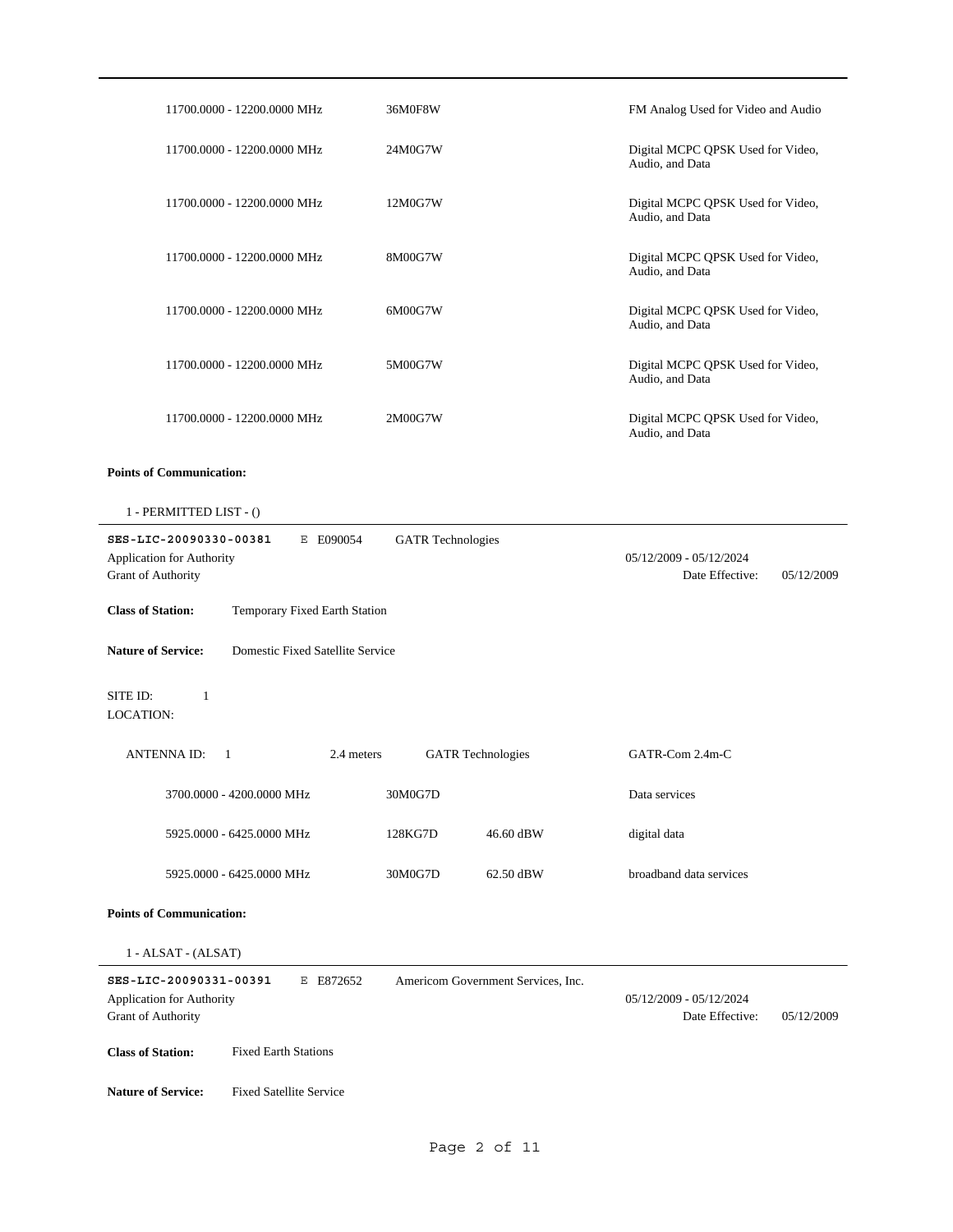| | | | |
|---|---|---|---|
| 11700.0000 - 12200.0000 MHz | 36M0F8W | | FM Analog Used for Video and Audio |
| 11700.0000 - 12200.0000 MHz | 24M0G7W | | Digital MCPC QPSK Used for Video, Audio, and Data |
| 11700.0000 - 12200.0000 MHz | 12M0G7W | | Digital MCPC QPSK Used for Video, Audio, and Data |
| 11700.0000 - 12200.0000 MHz | 8M00G7W | | Digital MCPC QPSK Used for Video, Audio, and Data |
| 11700.0000 - 12200.0000 MHz | 6M00G7W | | Digital MCPC QPSK Used for Video, Audio, and Data |
| 11700.0000 - 12200.0000 MHz | 5M00G7W | | Digital MCPC QPSK Used for Video, Audio, and Data |
| 11700.0000 - 12200.0000 MHz | 2M00G7W | | Digital MCPC QPSK Used for Video, Audio, and Data |

**Points of Communication:**

1 - PERMITTED LIST - ()

---

**SES-LIC-20090330-00381** E E090054 GATR Technologies

Application for Authority 05/12/2009 - 05/12/2024

Grant of Authority Date Effective: 05/12/2009

**Class of Station:** Temporary Fixed Earth Station

**Nature of Service:** Domestic Fixed Satellite Service

SITE ID: 1

LOCATION:

ANTENNA ID: 1 2.4 meters GATR Technologies GATR-Com 2.4m-C

| | | | |
|---|---|---|---|
| 3700.0000 - 4200.0000 MHz | 30M0G7D | | Data services |
| 5925.0000 - 6425.0000 MHz | 128KG7D | 46.60 dBW | digital data |
| 5925.0000 - 6425.0000 MHz | 30M0G7D | 62.50 dBW | broadband data services |

**Points of Communication:**

1 - ALSAT - (ALSAT)

---

**SES-LIC-20090331-00391** E E872652 Americom Government Services, Inc.

Application for Authority 05/12/2009 - 05/12/2024

Grant of Authority Date Effective: 05/12/2009

**Class of Station:** Fixed Earth Stations

**Nature of Service:** Fixed Satellite Service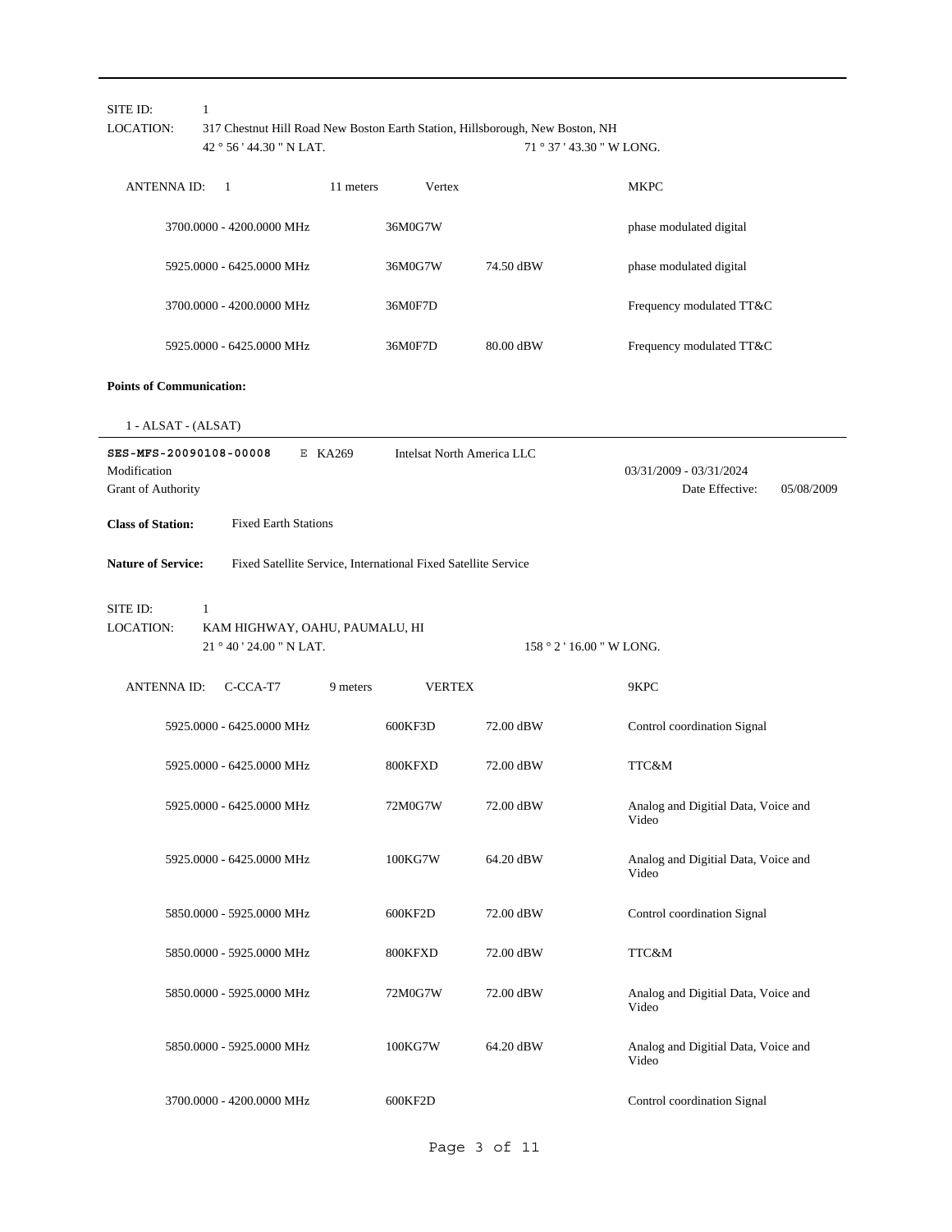SITE ID: 1

LOCATION: 317 Chestnut Hill Road New Boston Earth Station, Hillsborough, New Boston, NH

42 ° 56 ' 44.30 " N LAT. 71 ° 37 ' 43.30 " W LONG.

ANTENNA ID: 1 11 meters Vertex MKPC

| Frequency | Emission | Power | Description |
|---|---|---|---|
| 3700.0000 - 4200.0000 MHz | 36M0G7W | | phase modulated digital |
| 5925.0000 - 6425.0000 MHz | 36M0G7W | 74.50 dBW | phase modulated digital |
| 3700.0000 - 4200.0000 MHz | 36M0F7D | | Frequency modulated TT&C |
| 5925.0000 - 6425.0000 MHz | 36M0F7D | 80.00 dBW | Frequency modulated TT&C |

**Points of Communication:**

1 - ALSAT - (ALSAT)

---

**SES-MFS-20090108-00008** E KA269 Intelsat North America LLC

Modification 03/31/2009 - 03/31/2024

Grant of Authority Date Effective: 05/08/2009

**Class of Station:** Fixed Earth Stations

**Nature of Service:** Fixed Satellite Service, International Fixed Satellite Service

SITE ID: 1

LOCATION: KAM HIGHWAY, OAHU, PAUMALU, HI

21 ° 40 ' 24.00 " N LAT. 158 ° 2 ' 16.00 " W LONG.

ANTENNA ID: C-CCA-T7 9 meters VERTEX 9KPC

| Frequency | Emission | Power | Description |
|---|---|---|---|
| 5925.0000 - 6425.0000 MHz | 600KF3D | 72.00 dBW | Control coordination Signal |
| 5925.0000 - 6425.0000 MHz | 800KFXD | 72.00 dBW | TTC&M |
| 5925.0000 - 6425.0000 MHz | 72M0G7W | 72.00 dBW | Analog and Digitial Data, Voice and Video |
| 5925.0000 - 6425.0000 MHz | 100KG7W | 64.20 dBW | Analog and Digitial Data, Voice and Video |
| 5850.0000 - 5925.0000 MHz | 600KF2D | 72.00 dBW | Control coordination Signal |
| 5850.0000 - 5925.0000 MHz | 800KFXD | 72.00 dBW | TTC&M |
| 5850.0000 - 5925.0000 MHz | 72M0G7W | 72.00 dBW | Analog and Digitial Data, Voice and Video |
| 5850.0000 - 5925.0000 MHz | 100KG7W | 64.20 dBW | Analog and Digitial Data, Voice and Video |
| 3700.0000 - 4200.0000 MHz | 600KF2D | | Control coordination Signal |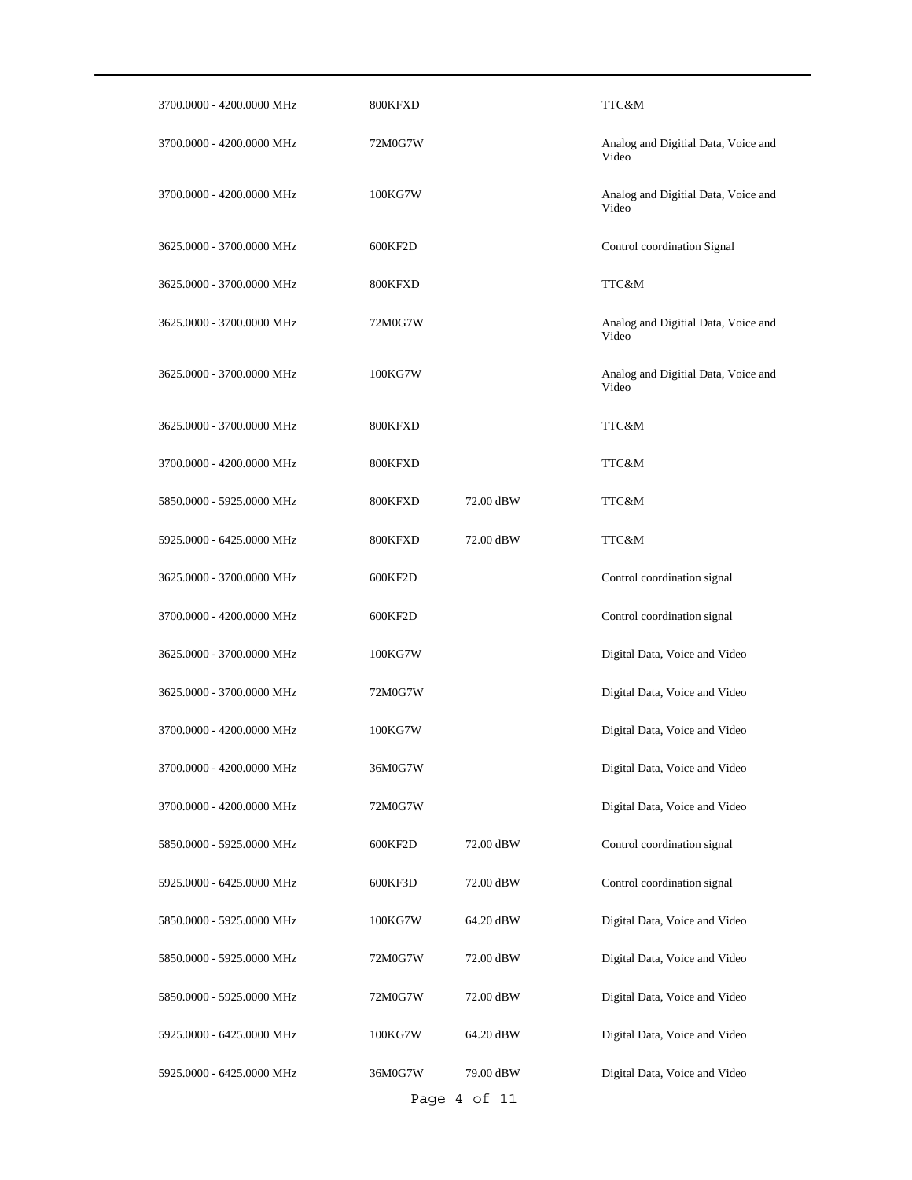| | | | |
|---|---|---|---|
| 3700.0000 - 4200.0000 MHz | 800KFXD | | TTC&M |
| 3700.0000 - 4200.0000 MHz | 72M0G7W | | Analog and Digitial Data, Voice and Video |
| 3700.0000 - 4200.0000 MHz | 100KG7W | | Analog and Digitial Data, Voice and Video |
| 3625.0000 - 3700.0000 MHz | 600KF2D | | Control coordination Signal |
| 3625.0000 - 3700.0000 MHz | 800KFXD | | TTC&M |
| 3625.0000 - 3700.0000 MHz | 72M0G7W | | Analog and Digitial Data, Voice and Video |
| 3625.0000 - 3700.0000 MHz | 100KG7W | | Analog and Digitial Data, Voice and Video |
| 3625.0000 - 3700.0000 MHz | 800KFXD | | TTC&M |
| 3700.0000 - 4200.0000 MHz | 800KFXD | | TTC&M |
| 5850.0000 - 5925.0000 MHz | 800KFXD | 72.00 dBW | TTC&M |
| 5925.0000 - 6425.0000 MHz | 800KFXD | 72.00 dBW | TTC&M |
| 3625.0000 - 3700.0000 MHz | 600KF2D | | Control coordination signal |
| 3700.0000 - 4200.0000 MHz | 600KF2D | | Control coordination signal |
| 3625.0000 - 3700.0000 MHz | 100KG7W | | Digital Data, Voice and Video |
| 3625.0000 - 3700.0000 MHz | 72M0G7W | | Digital Data, Voice and Video |
| 3700.0000 - 4200.0000 MHz | 100KG7W | | Digital Data, Voice and Video |
| 3700.0000 - 4200.0000 MHz | 36M0G7W | | Digital Data, Voice and Video |
| 3700.0000 - 4200.0000 MHz | 72M0G7W | | Digital Data, Voice and Video |
| 5850.0000 - 5925.0000 MHz | 600KF2D | 72.00 dBW | Control coordination signal |
| 5925.0000 - 6425.0000 MHz | 600KF3D | 72.00 dBW | Control coordination signal |
| 5850.0000 - 5925.0000 MHz | 100KG7W | 64.20 dBW | Digital Data, Voice and Video |
| 5850.0000 - 5925.0000 MHz | 72M0G7W | 72.00 dBW | Digital Data, Voice and Video |
| 5850.0000 - 5925.0000 MHz | 72M0G7W | 72.00 dBW | Digital Data, Voice and Video |
| 5925.0000 - 6425.0000 MHz | 100KG7W | 64.20 dBW | Digital Data, Voice and Video |
| 5925.0000 - 6425.0000 MHz | 36M0G7W | 79.00 dBW | Digital Data, Voice and Video |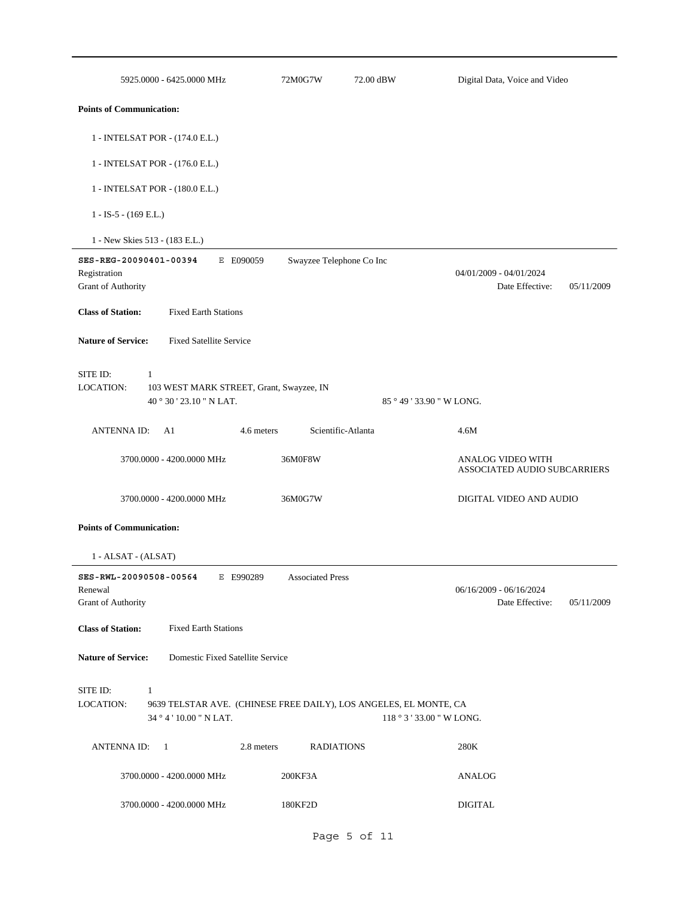5925.0000 - 6425.0000 MHz    72M0G7W    72.00 dBW    Digital Data, Voice and Video

**Points of Communication:**

1 - INTELSAT POR - (174.0 E.L.)

1 - INTELSAT POR - (176.0 E.L.)

1 - INTELSAT POR - (180.0 E.L.)

1 - IS-5 - (169 E.L.)

1 - New Skies 513 - (183 E.L.)

---

**SES-REG-20090401-00394**    E E090059    Swayzee Telephone Co Inc

Registration    04/01/2009 - 04/01/2024

Grant of Authority    Date Effective: 05/11/2009

**Class of Station:** Fixed Earth Stations

**Nature of Service:** Fixed Satellite Service

SITE ID: 1

LOCATION: 103 WEST MARK STREET, Grant, Swayzee, IN

40 ° 30 ' 23.10 " N LAT.    85 ° 49 ' 33.90 " W LONG.

ANTENNA ID: A1    4.6 meters    Scientific-Atlanta    4.6M

3700.0000 - 4200.0000 MHz    36M0F8W    ANALOG VIDEO WITH ASSOCIATED AUDIO SUBCARRIERS

3700.0000 - 4200.0000 MHz    36M0G7W    DIGITAL VIDEO AND AUDIO

**Points of Communication:**

1 - ALSAT - (ALSAT)

---

**SES-RWL-20090508-00564**    E E990289    Associated Press

Renewal    06/16/2009 - 06/16/2024

Grant of Authority    Date Effective: 05/11/2009

**Class of Station:** Fixed Earth Stations

**Nature of Service:** Domestic Fixed Satellite Service

SITE ID: 1

LOCATION: 9639 TELSTAR AVE. (CHINESE FREE DAILY), LOS ANGELES, EL MONTE, CA

34 ° 4 ' 10.00 " N LAT.    118 ° 3 ' 33.00 " W LONG.

ANTENNA ID: 1    2.8 meters    RADIATIONS    280K

3700.0000 - 4200.0000 MHz    200KF3A    ANALOG

3700.0000 - 4200.0000 MHz    180KF2D    DIGITAL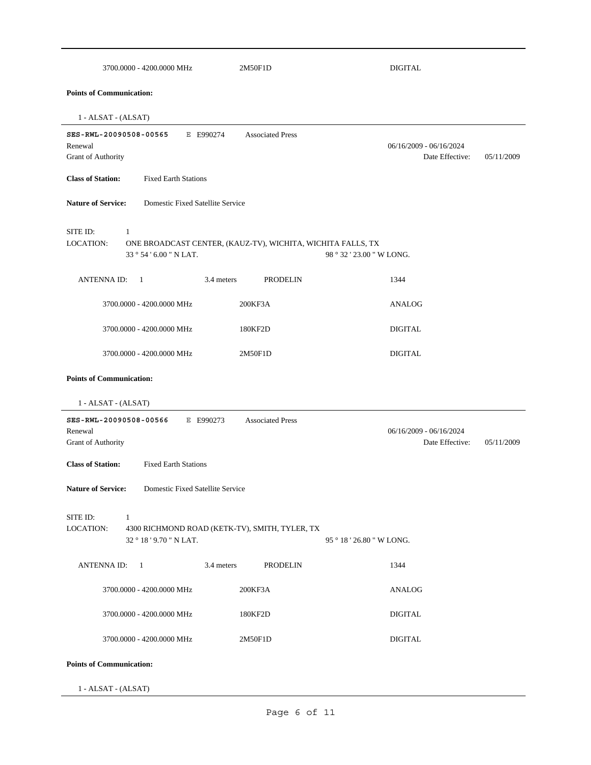| | | |
|---|---|---|
| 3700.0000 - 4200.0000 MHz | 2M50F1D | DIGITAL |

**Points of Communication:**

1 - ALSAT - (ALSAT)

---

**SES-RWL-20090508-00565** E E990274 Associated Press

Renewal 06/16/2009 - 06/16/2024

Grant of Authority Date Effective: 05/11/2009

**Class of Station:** Fixed Earth Stations

**Nature of Service:** Domestic Fixed Satellite Service

SITE ID: 1

LOCATION: ONE BROADCAST CENTER, (KAUZ-TV), WICHITA, WICHITA FALLS, TX

33 ° 54 ' 6.00 " N LAT. 98 ° 32 ' 23.00 " W LONG.

ANTENNA ID: 1 3.4 meters PRODELIN 1344

| | | |
|---|---|---|
| 3700.0000 - 4200.0000 MHz | 200KF3A | ANALOG |
| 3700.0000 - 4200.0000 MHz | 180KF2D | DIGITAL |
| 3700.0000 - 4200.0000 MHz | 2M50F1D | DIGITAL |

**Points of Communication:**

1 - ALSAT - (ALSAT)

---

**SES-RWL-20090508-00566** E E990273 Associated Press

Renewal 06/16/2009 - 06/16/2024

Grant of Authority Date Effective: 05/11/2009

**Class of Station:** Fixed Earth Stations

**Nature of Service:** Domestic Fixed Satellite Service

SITE ID: 1

LOCATION: 4300 RICHMOND ROAD (KETK-TV), SMITH, TYLER, TX

32 ° 18 ' 9.70 " N LAT. 95 ° 18 ' 26.80 " W LONG.

ANTENNA ID: 1 3.4 meters PRODELIN 1344

| | | |
|---|---|---|
| 3700.0000 - 4200.0000 MHz | 200KF3A | ANALOG |
| 3700.0000 - 4200.0000 MHz | 180KF2D | DIGITAL |
| 3700.0000 - 4200.0000 MHz | 2M50F1D | DIGITAL |

**Points of Communication:**

1 - ALSAT - (ALSAT)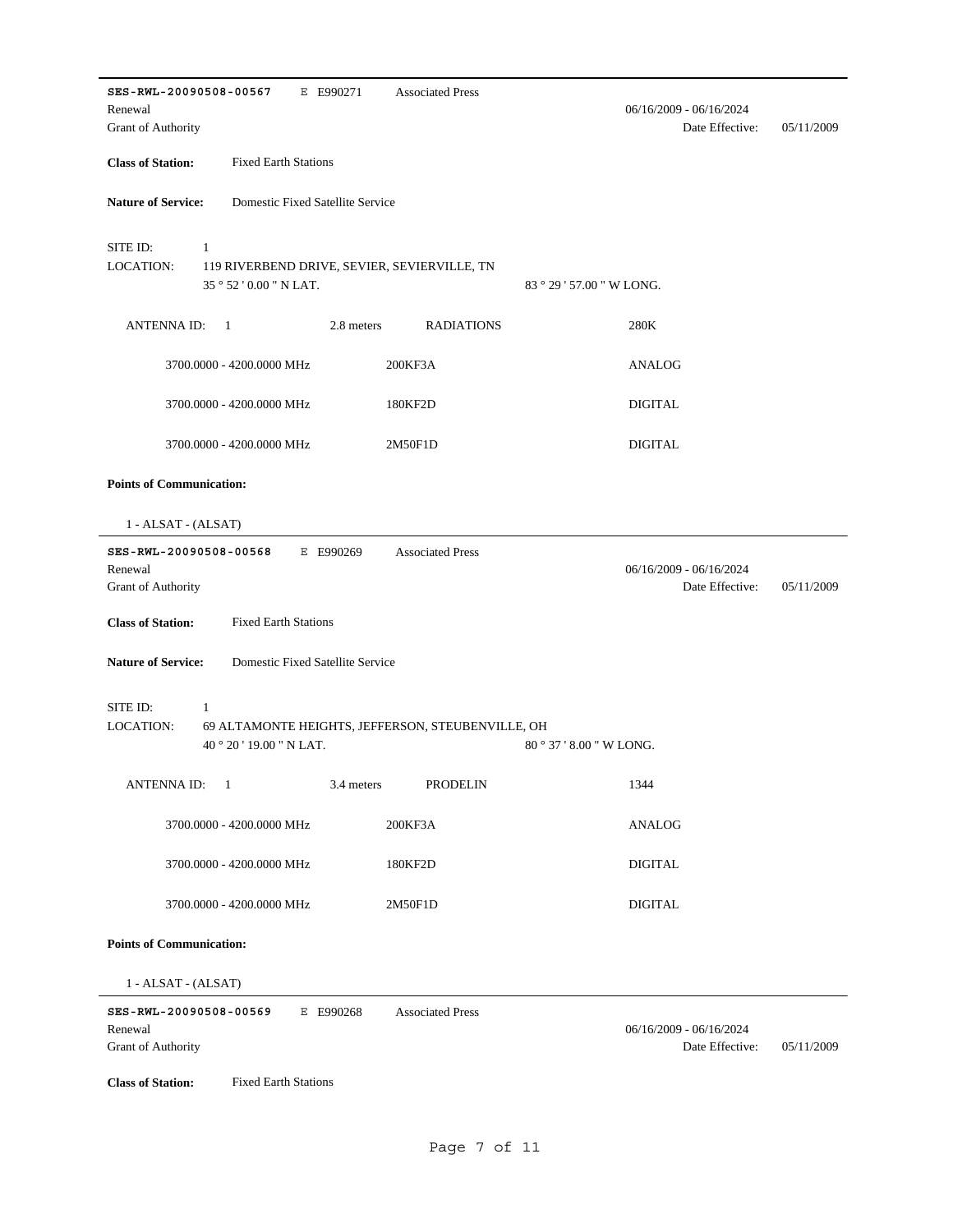**SES-RWL-20090508-00567** E E990271 Associated Press

Renewal 06/16/2009 - 06/16/2024

Grant of Authority Date Effective: 05/11/2009

**Class of Station:** Fixed Earth Stations

**Nature of Service:** Domestic Fixed Satellite Service

SITE ID: 1

LOCATION: 119 RIVERBEND DRIVE, SEVIER, SEVIERVILLE, TN

35 ° 52 ' 0.00 " N LAT. 83 ° 29 ' 57.00 " W LONG.

| ANTENNA ID: 1 | 2.8 meters | RADIATIONS | 280K |
|---|---|---|---|
| 3700.0000 - 4200.0000 MHz | | 200KF3A | ANALOG |
| 3700.0000 - 4200.0000 MHz | | 180KF2D | DIGITAL |
| 3700.0000 - 4200.0000 MHz | | 2M50F1D | DIGITAL |

**Points of Communication:**

1 - ALSAT - (ALSAT)

---

**SES-RWL-20090508-00568** E E990269 Associated Press

Renewal 06/16/2009 - 06/16/2024

Grant of Authority Date Effective: 05/11/2009

**Class of Station:** Fixed Earth Stations

**Nature of Service:** Domestic Fixed Satellite Service

SITE ID: 1

LOCATION: 69 ALTAMONTE HEIGHTS, JEFFERSON, STEUBENVILLE, OH

40 ° 20 ' 19.00 " N LAT. 80 ° 37 ' 8.00 " W LONG.

| ANTENNA ID: 1 | 3.4 meters | PRODELIN | 1344 |
|---|---|---|---|
| 3700.0000 - 4200.0000 MHz | | 200KF3A | ANALOG |
| 3700.0000 - 4200.0000 MHz | | 180KF2D | DIGITAL |
| 3700.0000 - 4200.0000 MHz | | 2M50F1D | DIGITAL |

**Points of Communication:**

1 - ALSAT - (ALSAT)

---

**SES-RWL-20090508-00569** E E990268 Associated Press

Renewal 06/16/2009 - 06/16/2024

Grant of Authority Date Effective: 05/11/2009

**Class of Station:** Fixed Earth Stations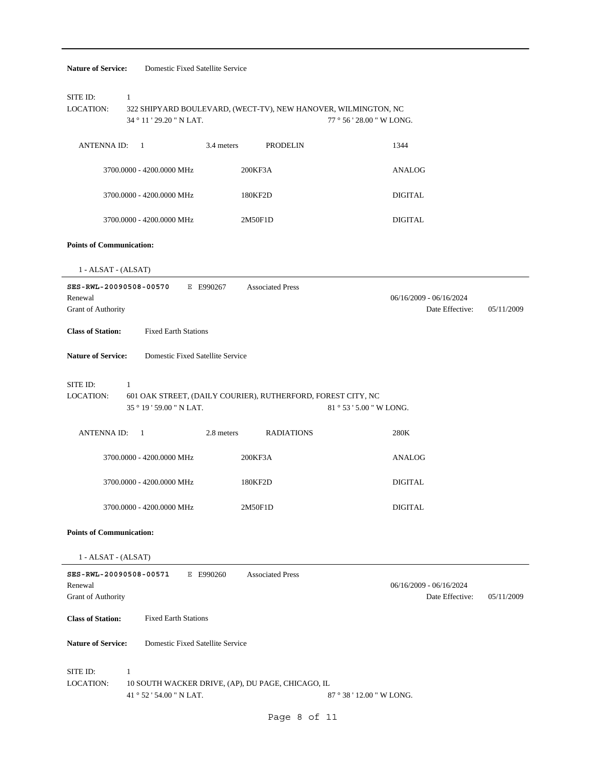**Nature of Service:** Domestic Fixed Satellite Service

SITE ID: 1
LOCATION: 322 SHIPYARD BOULEVARD, (WECT-TV), NEW HANOVER, WILMINGTON, NC
34 ° 11 ' 29.20 " N LAT. 77 ° 56 ' 28.00 " W LONG.

ANTENNA ID: 1 3.4 meters PRODELIN 1344

| | | |
|---|---|---|
| 3700.0000 - 4200.0000 MHz | 200KF3A | ANALOG |
| 3700.0000 - 4200.0000 MHz | 180KF2D | DIGITAL |
| 3700.0000 - 4200.0000 MHz | 2M50F1D | DIGITAL |

**Points of Communication:**

1 - ALSAT - (ALSAT)

---

**SES-RWL-20090508-00570** E E990267 Associated Press
Renewal 06/16/2009 - 06/16/2024
Grant of Authority Date Effective: 05/11/2009

**Class of Station:** Fixed Earth Stations

**Nature of Service:** Domestic Fixed Satellite Service

SITE ID: 1
LOCATION: 601 OAK STREET, (DAILY COURIER), RUTHERFORD, FOREST CITY, NC
35 ° 19 ' 59.00 " N LAT. 81 ° 53 ' 5.00 " W LONG.

ANTENNA ID: 1 2.8 meters RADIATIONS 280K

| | | |
|---|---|---|
| 3700.0000 - 4200.0000 MHz | 200KF3A | ANALOG |
| 3700.0000 - 4200.0000 MHz | 180KF2D | DIGITAL |
| 3700.0000 - 4200.0000 MHz | 2M50F1D | DIGITAL |

**Points of Communication:**

1 - ALSAT - (ALSAT)

---

**SES-RWL-20090508-00571** E E990260 Associated Press
Renewal 06/16/2009 - 06/16/2024
Grant of Authority Date Effective: 05/11/2009

**Class of Station:** Fixed Earth Stations

**Nature of Service:** Domestic Fixed Satellite Service

SITE ID: 1
LOCATION: 10 SOUTH WACKER DRIVE, (AP), DU PAGE, CHICAGO, IL
41 ° 52 ' 54.00 " N LAT. 87 ° 38 ' 12.00 " W LONG.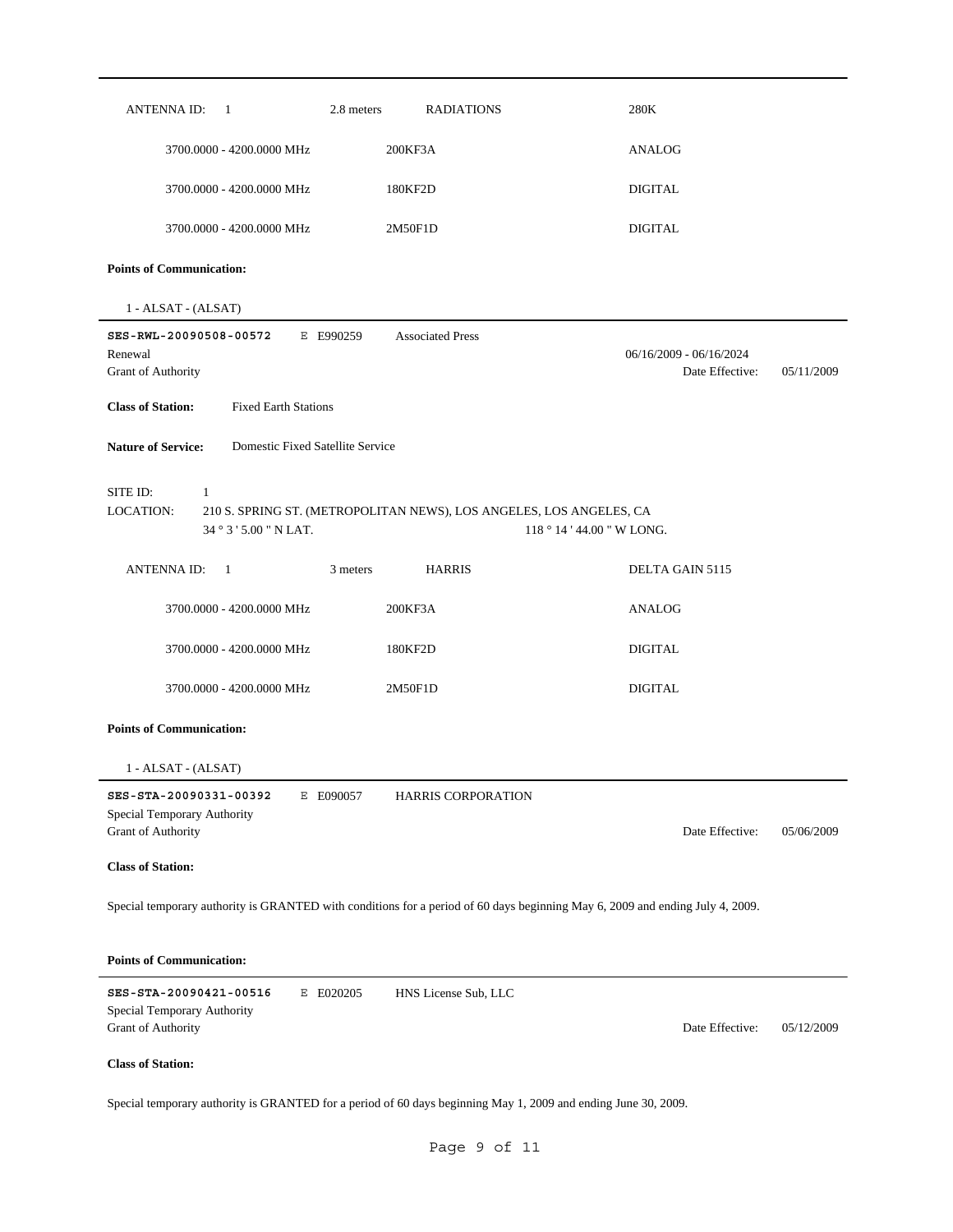| ANTENNA ID: 1 | 2.8 meters | RADIATIONS | 280K |
|---|---|---|---|
| | 3700.0000 - 4200.0000 MHz | 200KF3A | ANALOG |
| | 3700.0000 - 4200.0000 MHz | 180KF2D | DIGITAL |
| | 3700.0000 - 4200.0000 MHz | 2M50F1D | DIGITAL |

**Points of Communication:**

1 - ALSAT - (ALSAT)

---

**SES-RWL-20090508-00572** E E990259 Associated Press

Renewal 06/16/2009 - 06/16/2024

Grant of Authority Date Effective: 05/11/2009

**Class of Station:** Fixed Earth Stations

**Nature of Service:** Domestic Fixed Satellite Service

SITE ID: 1

LOCATION: 210 S. SPRING ST. (METROPOLITAN NEWS), LOS ANGELES, LOS ANGELES, CA

34 ° 3 ' 5.00 " N LAT. 118 ° 14 ' 44.00 " W LONG.

| ANTENNA ID: 1 | 3 meters | HARRIS | DELTA GAIN 5115 |
|---|---|---|---|
| | 3700.0000 - 4200.0000 MHz | 200KF3A | ANALOG |
| | 3700.0000 - 4200.0000 MHz | 180KF2D | DIGITAL |
| | 3700.0000 - 4200.0000 MHz | 2M50F1D | DIGITAL |

**Points of Communication:**

1 - ALSAT - (ALSAT)

---

**SES-STA-20090331-00392** E E090057 HARRIS CORPORATION

Special Temporary Authority

Grant of Authority Date Effective: 05/06/2009

**Class of Station:**

Special temporary authority is GRANTED with conditions for a period of 60 days beginning May 6, 2009 and ending July 4, 2009.

**Points of Communication:**

---

**SES-STA-20090421-00516** E E020205 HNS License Sub, LLC

Special Temporary Authority

Grant of Authority Date Effective: 05/12/2009

**Class of Station:**

Special temporary authority is GRANTED for a period of 60 days beginning May 1, 2009 and ending June 30, 2009.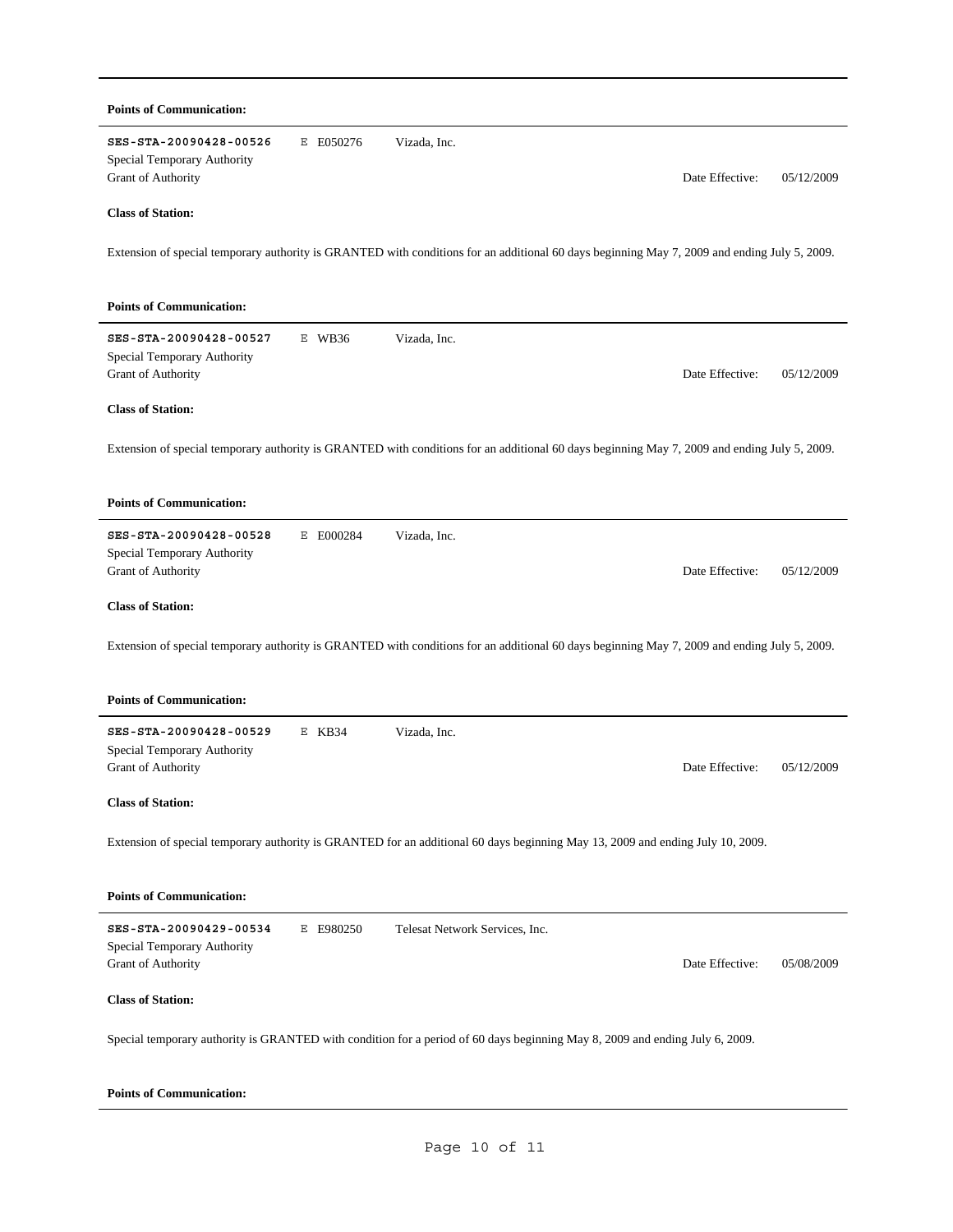**Points of Communication:**

---

**SES-STA-20090428-00526** E E050276 Vizada, Inc.
Special Temporary Authority
Grant of Authority Date Effective: 05/12/2009

**Class of Station:**

Extension of special temporary authority is GRANTED with conditions for an additional 60 days beginning May 7, 2009 and ending July 5, 2009.

**Points of Communication:**

---

**SES-STA-20090428-00527** E WB36 Vizada, Inc.
Special Temporary Authority
Grant of Authority Date Effective: 05/12/2009

**Class of Station:**

Extension of special temporary authority is GRANTED with conditions for an additional 60 days beginning May 7, 2009 and ending July 5, 2009.

**Points of Communication:**

---

**SES-STA-20090428-00528** E E000284 Vizada, Inc.
Special Temporary Authority
Grant of Authority Date Effective: 05/12/2009

**Class of Station:**

Extension of special temporary authority is GRANTED with conditions for an additional 60 days beginning May 7, 2009 and ending July 5, 2009.

**Points of Communication:**

---

**SES-STA-20090428-00529** E KB34 Vizada, Inc.
Special Temporary Authority
Grant of Authority Date Effective: 05/12/2009

**Class of Station:**

Extension of special temporary authority is GRANTED for an additional 60 days beginning May 13, 2009 and ending July 10, 2009.

**Points of Communication:**

---

**SES-STA-20090429-00534** E E980250 Telesat Network Services, Inc.
Special Temporary Authority
Grant of Authority Date Effective: 05/08/2009

**Class of Station:**

Special temporary authority is GRANTED with condition for a period of 60 days beginning May 8, 2009 and ending July 6, 2009.

**Points of Communication:**

---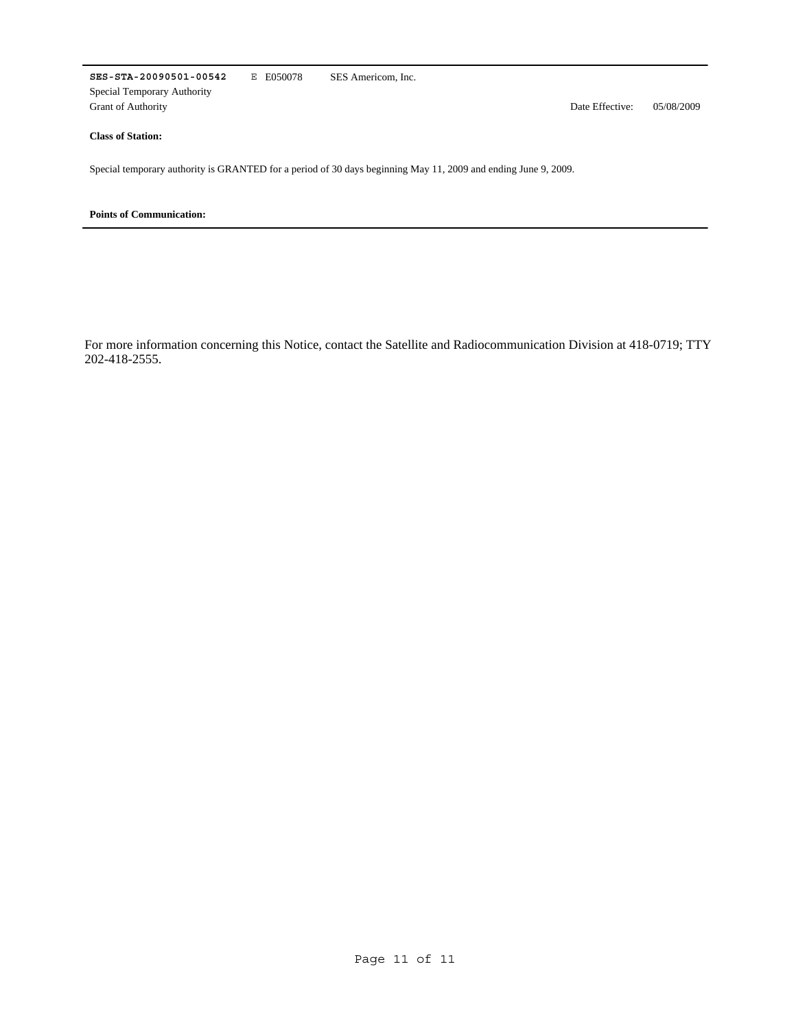**SES-STA-20090501-00542** E E050078 SES Americom, Inc.

Special Temporary Authority

Grant of Authority Date Effective: 05/08/2009

**Class of Station:**

Special temporary authority is GRANTED for a period of 30 days beginning May 11, 2009 and ending June 9, 2009.

**Points of Communication:**

---

For more information concerning this Notice, contact the Satellite and Radiocommunication Division at 418-0719; TTY 202-418-2555.